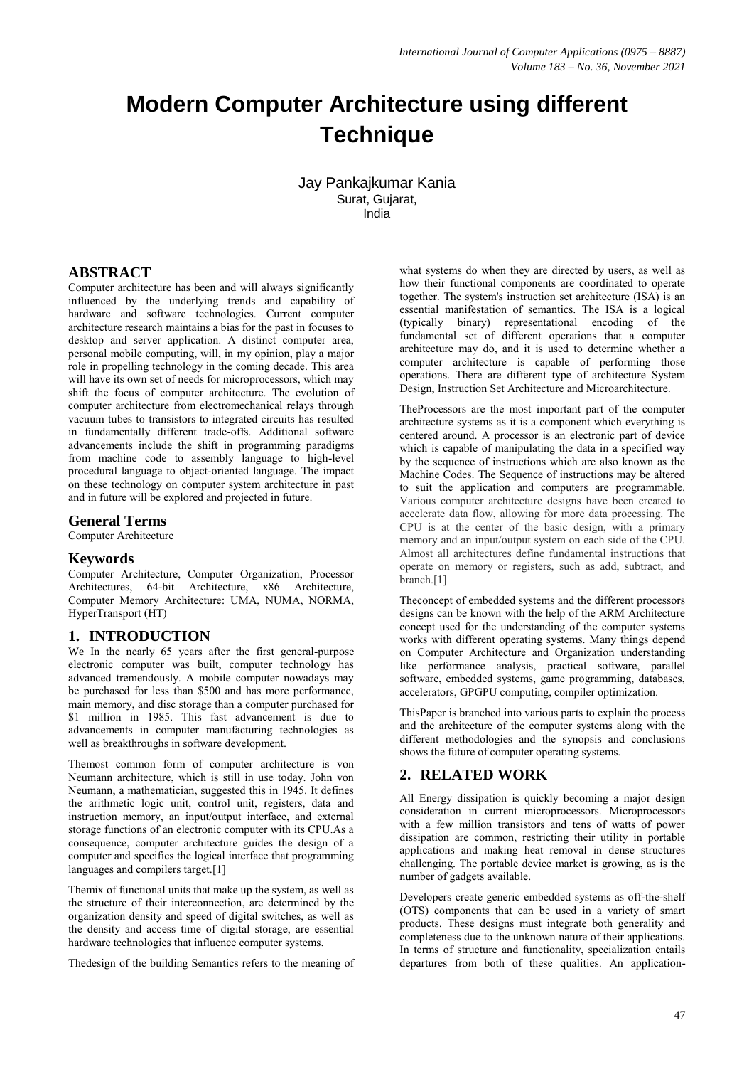# Modern Computer Architecture using different Technique

Jay Pankajkumar Kania
Surat, Gujarat,
India

## ABSTRACT

Computer architecture has been and will always significantly influenced by the underlying trends and capability of hardware and software technologies. Current computer architecture research maintains a bias for the past in focuses to desktop and server application. A distinct computer area, personal mobile computing, will, in my opinion, play a major role in propelling technology in the coming decade. This area will have its own set of needs for microprocessors, which may shift the focus of computer architecture. The evolution of computer architecture from electromechanical relays through vacuum tubes to transistors to integrated circuits has resulted in fundamentally different trade-offs. Additional software advancements include the shift in programming paradigms from machine code to assembly language to high-level procedural language to object-oriented language. The impact on these technology on computer system architecture in past and in future will be explored and projected in future.

## General Terms

Computer Architecture

## Keywords

Computer Architecture, Computer Organization, Processor Architectures, 64-bit Architecture, x86 Architecture, Computer Memory Architecture: UMA, NUMA, NORMA, HyperTransport (HT)

## 1. INTRODUCTION

We In the nearly 65 years after the first general-purpose electronic computer was built, computer technology has advanced tremendously. A mobile computer nowadays may be purchased for less than $500 and has more performance, main memory, and disc storage than a computer purchased for $1 million in 1985. This fast advancement is due to advancements in computer manufacturing technologies as well as breakthroughs in software development.

Themost common form of computer architecture is von Neumann architecture, which is still in use today. John von Neumann, a mathematician, suggested this in 1945. It defines the arithmetic logic unit, control unit, registers, data and instruction memory, an input/output interface, and external storage functions of an electronic computer with its CPU.As a consequence, computer architecture guides the design of a computer and specifies the logical interface that programming languages and compilers target.[1]

Themix of functional units that make up the system, as well as the structure of their interconnection, are determined by the organization density and speed of digital switches, as well as the density and access time of digital storage, are essential hardware technologies that influence computer systems.

Thedesign of the building Semantics refers to the meaning of what systems do when they are directed by users, as well as how their functional components are coordinated to operate together. The system's instruction set architecture (ISA) is an essential manifestation of semantics. The ISA is a logical (typically binary) representational encoding of the fundamental set of different operations that a computer architecture may do, and it is used to determine whether a computer architecture is capable of performing those operations. There are different type of architecture System Design, Instruction Set Architecture and Microarchitecture.

TheProcessors are the most important part of the computer architecture systems as it is a component which everything is centered around. A processor is an electronic part of device which is capable of manipulating the data in a specified way by the sequence of instructions which are also known as the Machine Codes. The Sequence of instructions may be altered to suit the application and computers are programmable. Various computer architecture designs have been created to accelerate data flow, allowing for more data processing. The CPU is at the center of the basic design, with a primary memory and an input/output system on each side of the CPU. Almost all architectures define fundamental instructions that operate on memory or registers, such as add, subtract, and branch.[1]

Theconcept of embedded systems and the different processors designs can be known with the help of the ARM Architecture concept used for the understanding of the computer systems works with different operating systems. Many things depend on Computer Architecture and Organization understanding like performance analysis, practical software, parallel software, embedded systems, game programming, databases, accelerators, GPGPU computing, compiler optimization.

ThisPaper is branched into various parts to explain the process and the architecture of the computer systems along with the different methodologies and the synopsis and conclusions shows the future of computer operating systems.

## 2. RELATED WORK

All Energy dissipation is quickly becoming a major design consideration in current microprocessors. Microprocessors with a few million transistors and tens of watts of power dissipation are common, restricting their utility in portable applications and making heat removal in dense structures challenging. The portable device market is growing, as is the number of gadgets available.

Developers create generic embedded systems as off-the-shelf (OTS) components that can be used in a variety of smart products. These designs must integrate both generality and completeness due to the unknown nature of their applications. In terms of structure and functionality, specialization entails departures from both of these qualities. An application-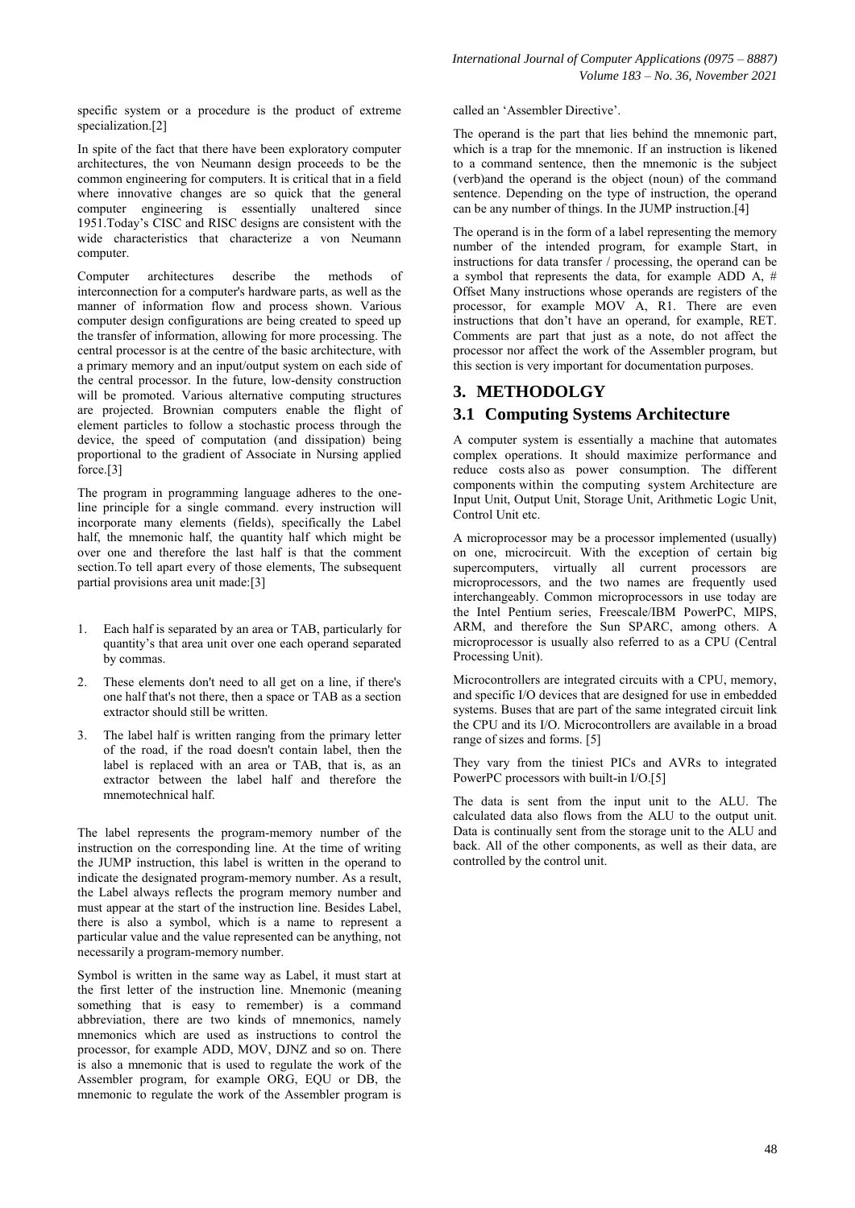specific system or a procedure is the product of extreme specialization.[2]

In spite of the fact that there have been exploratory computer architectures, the von Neumann design proceeds to be the common engineering for computers. It is critical that in a field where innovative changes are so quick that the general computer engineering is essentially unaltered since 1951.Today's CISC and RISC designs are consistent with the wide characteristics that characterize a von Neumann computer.

Computer architectures describe the methods of interconnection for a computer's hardware parts, as well as the manner of information flow and process shown. Various computer design configurations are being created to speed up the transfer of information, allowing for more processing. The central processor is at the centre of the basic architecture, with a primary memory and an input/output system on each side of the central processor. In the future, low-density construction will be promoted. Various alternative computing structures are projected. Brownian computers enable the flight of element particles to follow a stochastic process through the device, the speed of computation (and dissipation) being proportional to the gradient of Associate in Nursing applied force.[3]

The program in programming language adheres to the one-line principle for a single command. every instruction will incorporate many elements (fields), specifically the Label half, the mnemonic half, the quantity half which might be over one and therefore the last half is that the comment section.To tell apart every of those elements, The subsequent partial provisions area unit made:[3]

1. Each half is separated by an area or TAB, particularly for quantity's that area unit over one each operand separated by commas.
2. These elements don't need to all get on a line, if there's one half that's not there, then a space or TAB as a section extractor should still be written.
3. The label half is written ranging from the primary letter of the road, if the road doesn't contain label, then the label is replaced with an area or TAB, that is, as an extractor between the label half and therefore the mnemotechnical half.

The label represents the program-memory number of the instruction on the corresponding line. At the time of writing the JUMP instruction, this label is written in the operand to indicate the designated program-memory number. As a result, the Label always reflects the program memory number and must appear at the start of the instruction line. Besides Label, there is also a symbol, which is a name to represent a particular value and the value represented can be anything, not necessarily a program-memory number.

Symbol is written in the same way as Label, it must start at the first letter of the instruction line. Mnemonic (meaning something that is easy to remember) is a command abbreviation, there are two kinds of mnemonics, namely mnemonics which are used as instructions to control the processor, for example ADD, MOV, DJNZ and so on. There is also a mnemonic that is used to regulate the work of the Assembler program, for example ORG, EQU or DB, the mnemonic to regulate the work of the Assembler program is called an 'Assembler Directive'.

The operand is the part that lies behind the mnemonic part, which is a trap for the mnemonic. If an instruction is likened to a command sentence, then the mnemonic is the subject (verb)and the operand is the object (noun) of the command sentence. Depending on the type of instruction, the operand can be any number of things. In the JUMP instruction.[4]

The operand is in the form of a label representing the memory number of the intended program, for example Start, in instructions for data transfer / processing, the operand can be a symbol that represents the data, for example ADD A, # Offset Many instructions whose operands are registers of the processor, for example MOV A, R1. There are even instructions that don't have an operand, for example, RET. Comments are part that just as a note, do not affect the processor nor affect the work of the Assembler program, but this section is very important for documentation purposes.

## 3. METHODOLGY

### 3.1 Computing Systems Architecture

A computer system is essentially a machine that automates complex operations. It should maximize performance and reduce costs also as power consumption. The different components within the computing system Architecture are Input Unit, Output Unit, Storage Unit, Arithmetic Logic Unit, Control Unit etc.

A microprocessor may be a processor implemented (usually) on one, microcircuit. With the exception of certain big supercomputers, virtually all current processors are microprocessors, and the two names are frequently used interchangeably. Common microprocessors in use today are the Intel Pentium series, Freescale/IBM PowerPC, MIPS, ARM, and therefore the Sun SPARC, among others. A microprocessor is usually also referred to as a CPU (Central Processing Unit).

Microcontrollers are integrated circuits with a CPU, memory, and specific I/O devices that are designed for use in embedded systems. Buses that are part of the same integrated circuit link the CPU and its I/O. Microcontrollers are available in a broad range of sizes and forms. [5]

They vary from the tiniest PICs and AVRs to integrated PowerPC processors with built-in I/O.[5]

The data is sent from the input unit to the ALU. The calculated data also flows from the ALU to the output unit. Data is continually sent from the storage unit to the ALU and back. All of the other components, as well as their data, are controlled by the control unit.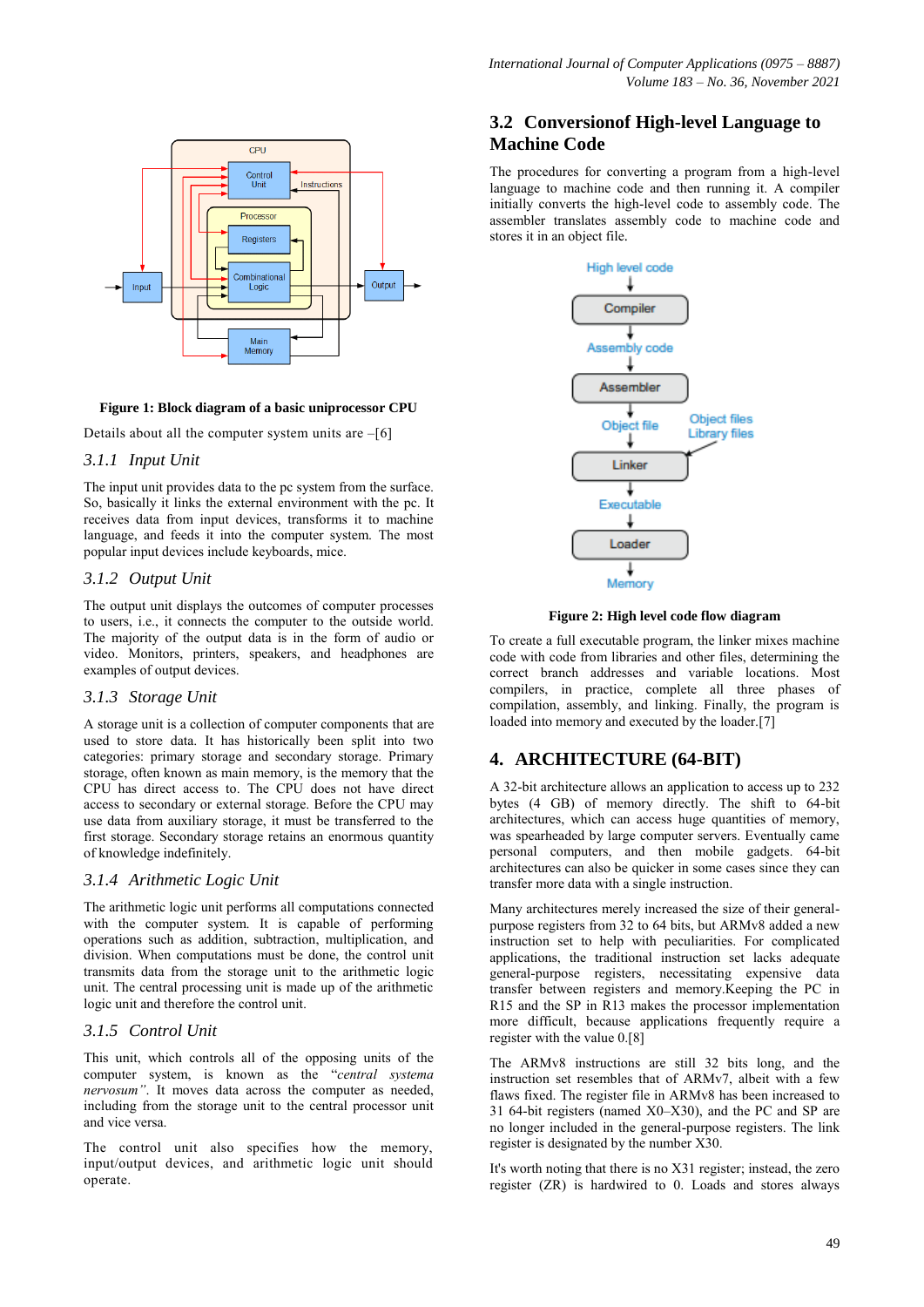**Figure 1: Block diagram of a basic uniprocessor CPU**

Details about all the computer system units are –[6]

### 3.1.1 *Input Unit*

The input unit provides data to the pc system from the surface. So, basically it links the external environment with the pc. It receives data from input devices, transforms it to machine language, and feeds it into the computer system. The most popular input devices include keyboards, mice.

### 3.1.2 *Output Unit*

The output unit displays the outcomes of computer processes to users, i.e., it connects the computer to the outside world. The majority of the output data is in the form of audio or video. Monitors, printers, speakers, and headphones are examples of output devices.

### 3.1.3 *Storage Unit*

A storage unit is a collection of computer components that are used to store data. It has historically been split into two categories: primary storage and secondary storage. Primary storage, often known as main memory, is the memory that the CPU has direct access to. The CPU does not have direct access to secondary or external storage. Before the CPU may use data from auxiliary storage, it must be transferred to the first storage. Secondary storage retains an enormous quantity of knowledge indefinitely.

### 3.1.4 *Arithmetic Logic Unit*

The arithmetic logic unit performs all computations connected with the computer system. It is capable of performing operations such as addition, subtraction, multiplication, and division. When computations must be done, the control unit transmits data from the storage unit to the arithmetic logic unit. The central processing unit is made up of the arithmetic logic unit and therefore the control unit.

### 3.1.5 *Control Unit*

This unit, which controls all of the opposing units of the computer system, is known as the "*central systema nervosum"*. It moves data across the computer as needed, including from the storage unit to the central processor unit and vice versa.

The control unit also specifies how the memory, input/output devices, and arithmetic logic unit should operate.

## 3.2 Conversionof High-level Language to Machine Code

The procedures for converting a program from a high-level language to machine code and then running it. A compiler initially converts the high-level code to assembly code. The assembler translates assembly code to machine code and stores it in an object file.

**Figure 2: High level code flow diagram**

To create a full executable program, the linker mixes machine code with code from libraries and other files, determining the correct branch addresses and variable locations. Most compilers, in practice, complete all three phases of compilation, assembly, and linking. Finally, the program is loaded into memory and executed by the loader.[7]

# 4. ARCHITECTURE (64-BIT)

A 32-bit architecture allows an application to access up to 232 bytes (4 GB) of memory directly. The shift to 64-bit architectures, which can access huge quantities of memory, was spearheaded by large computer servers. Eventually came personal computers, and then mobile gadgets. 64-bit architectures can also be quicker in some cases since they can transfer more data with a single instruction.

Many architectures merely increased the size of their general-purpose registers from 32 to 64 bits, but ARMv8 added a new instruction set to help with peculiarities. For complicated applications, the traditional instruction set lacks adequate general-purpose registers, necessitating expensive data transfer between registers and memory.Keeping the PC in R15 and the SP in R13 makes the processor implementation more difficult, because applications frequently require a register with the value 0.[8]

The ARMv8 instructions are still 32 bits long, and the instruction set resembles that of ARMv7, albeit with a few flaws fixed. The register file in ARMv8 has been increased to 31 64-bit registers (named X0–X30), and the PC and SP are no longer included in the general-purpose registers. The link register is designated by the number X30.

It's worth noting that there is no X31 register; instead, the zero register (ZR) is hardwired to 0. Loads and stores always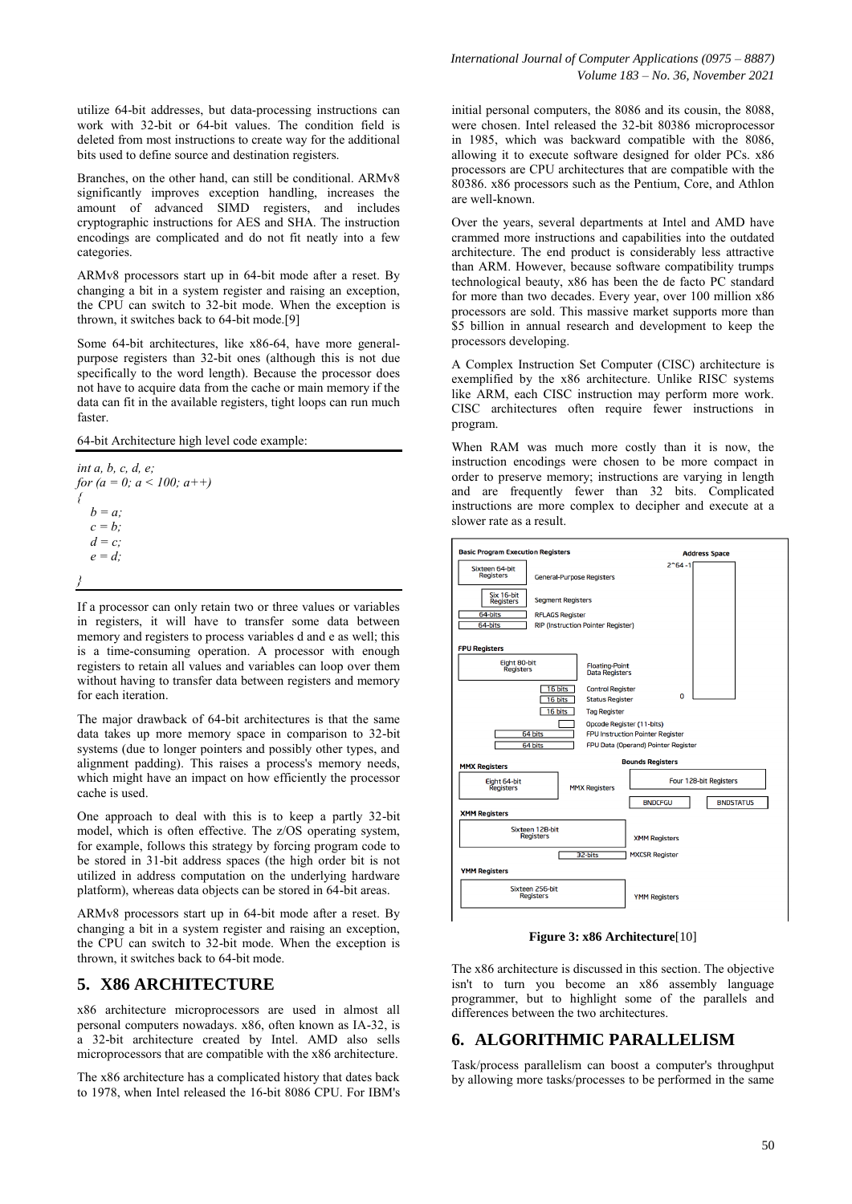utilize 64-bit addresses, but data-processing instructions can work with 32-bit or 64-bit values. The condition field is deleted from most instructions to create way for the additional bits used to define source and destination registers.

Branches, on the other hand, can still be conditional. ARMv8 significantly improves exception handling, increases the amount of advanced SIMD registers, and includes cryptographic instructions for AES and SHA. The instruction encodings are complicated and do not fit neatly into a few categories.

ARMv8 processors start up in 64-bit mode after a reset. By changing a bit in a system register and raising an exception, the CPU can switch to 32-bit mode. When the exception is thrown, it switches back to 64-bit mode.[9]

Some 64-bit architectures, like x86-64, have more general-purpose registers than 32-bit ones (although this is not due specifically to the word length). Because the processor does not have to acquire data from the cache or main memory if the data can fit in the available registers, tight loops can run much faster.

64-bit Architecture high level code example:

```
int a, b, c, d, e;
for (a = 0; a < 100; a++)
{
   b = a;
   c = b;
   d = c;
   e = d;
}
```

If a processor can only retain two or three values or variables in registers, it will have to transfer some data between memory and registers to process variables d and e as well; this is a time-consuming operation. A processor with enough registers to retain all values and variables can loop over them without having to transfer data between registers and memory for each iteration.

The major drawback of 64-bit architectures is that the same data takes up more memory space in comparison to 32-bit systems (due to longer pointers and possibly other types, and alignment padding). This raises a process's memory needs, which might have an impact on how efficiently the processor cache is used.

One approach to deal with this is to keep a partly 32-bit model, which is often effective. The z/OS operating system, for example, follows this strategy by forcing program code to be stored in 31-bit address spaces (the high order bit is not utilized in address computation on the underlying hardware platform), whereas data objects can be stored in 64-bit areas.

ARMv8 processors start up in 64-bit mode after a reset. By changing a bit in a system register and raising an exception, the CPU can switch to 32-bit mode. When the exception is thrown, it switches back to 64-bit mode.

## 5. X86 ARCHITECTURE

x86 architecture microprocessors are used in almost all personal computers nowadays. x86, often known as IA-32, is a 32-bit architecture created by Intel. AMD also sells microprocessors that are compatible with the x86 architecture.

The x86 architecture has a complicated history that dates back to 1978, when Intel released the 16-bit 8086 CPU. For IBM's initial personal computers, the 8086 and its cousin, the 8088, were chosen. Intel released the 32-bit 80386 microprocessor in 1985, which was backward compatible with the 8086, allowing it to execute software designed for older PCs. x86 processors are CPU architectures that are compatible with the 80386. x86 processors such as the Pentium, Core, and Athlon are well-known.

Over the years, several departments at Intel and AMD have crammed more instructions and capabilities into the outdated architecture. The end product is considerably less attractive than ARM. However, because software compatibility trumps technological beauty, x86 has been the de facto PC standard for more than two decades. Every year, over 100 million x86 processors are sold. This massive market supports more than $5 billion in annual research and development to keep the processors developing.

A Complex Instruction Set Computer (CISC) architecture is exemplified by the x86 architecture. Unlike RISC systems like ARM, each CISC instruction may perform more work. CISC architectures often require fewer instructions in program.

When RAM was much more costly than it is now, the instruction encodings were chosen to be more compact in order to preserve memory; instructions are varying in length and are frequently fewer than 32 bits. Complicated instructions are more complex to decipher and execute at a slower rate as a result.

**Basic Program Execution Registers** — Sixteen 64-bit Registers: General-Purpose Registers; Six 16-bit Registers: Segment Registers; 64-bits: RFLAGS Register; 64-bits: RIP (Instruction Pointer Register). **Address Space**: $2^{64}-1$ … 0

**FPU Registers** — Eight 80-bit Registers: Floating-Point Data Registers; 16 bits: Control Register; 16 bits: Status Register; 16 bits: Tag Register; Opcode Register (11-bits); 64 bits: FPU Instruction Pointer Register; 64 bits: FPU Data (Operand) Pointer Register

**MMX Registers** — Eight 64-bit Registers: MMX Registers

**Bounds Registers** — Four 128-bit Registers; BNDCFGU; BNDSTATUS

**XMM Registers** — Sixteen 128-bit Registers: XMM Registers; 32-bits: MXCSR Register

**YMM Registers** — Sixteen 256-bit Registers: YMM Registers

**Figure 3: x86 Architecture**[10]

The x86 architecture is discussed in this section. The objective isn't to turn you become an x86 assembly language programmer, but to highlight some of the parallels and differences between the two architectures.

## 6. ALGORITHMIC PARALLELISM

Task/process parallelism can boost a computer's throughput by allowing more tasks/processes to be performed in the same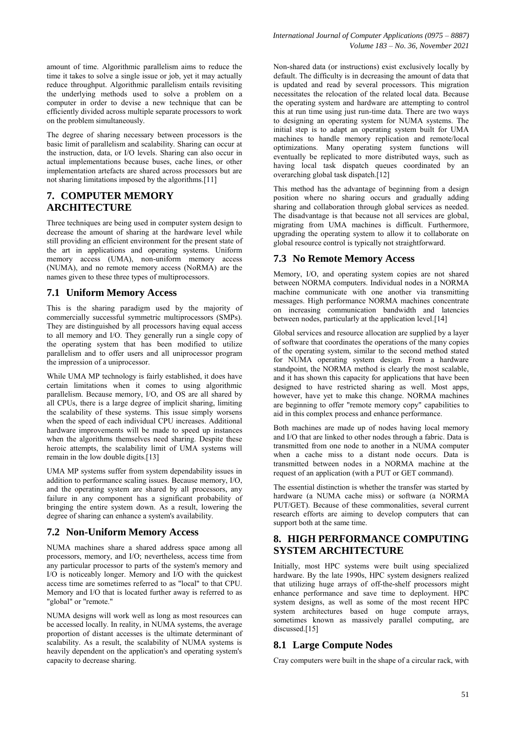amount of time. Algorithmic parallelism aims to reduce the time it takes to solve a single issue or job, yet it may actually reduce throughput. Algorithmic parallelism entails revisiting the underlying methods used to solve a problem on a computer in order to devise a new technique that can be efficiently divided across multiple separate processors to work on the problem simultaneously.

The degree of sharing necessary between processors is the basic limit of parallelism and scalability. Sharing can occur at the instruction, data, or I/O levels. Sharing can also occur in actual implementations because buses, cache lines, or other implementation artefacts are shared across processors but are not sharing limitations imposed by the algorithms.[11]

## 7. COMPUTER MEMORY ARCHITECTURE

Three techniques are being used in computer system design to decrease the amount of sharing at the hardware level while still providing an efficient environment for the present state of the art in applications and operating systems. Uniform memory access (UMA), non-uniform memory access (NUMA), and no remote memory access (NoRMA) are the names given to these three types of multiprocessors.

### 7.1 Uniform Memory Access

This is the sharing paradigm used by the majority of commercially successful symmetric multiprocessors (SMPs). They are distinguished by all processors having equal access to all memory and I/O. They generally run a single copy of the operating system that has been modified to utilize parallelism and to offer users and all uniprocessor program the impression of a uniprocessor.

While UMA MP technology is fairly established, it does have certain limitations when it comes to using algorithmic parallelism. Because memory, I/O, and OS are all shared by all CPUs, there is a large degree of implicit sharing, limiting the scalability of these systems. This issue simply worsens when the speed of each individual CPU increases. Additional hardware improvements will be made to speed up instances when the algorithms themselves need sharing. Despite these heroic attempts, the scalability limit of UMA systems will remain in the low double digits.[13]

UMA MP systems suffer from system dependability issues in addition to performance scaling issues. Because memory, I/O, and the operating system are shared by all processors, any failure in any component has a significant probability of bringing the entire system down. As a result, lowering the degree of sharing can enhance a system's availability.

### 7.2 Non-Uniform Memory Access

NUMA machines share a shared address space among all processors, memory, and I/O; nevertheless, access time from any particular processor to parts of the system's memory and I/O is noticeably longer. Memory and I/O with the quickest access time are sometimes referred to as "local" to that CPU. Memory and I/O that is located further away is referred to as "global" or "remote."

NUMA designs will work well as long as most resources can be accessed locally. In reality, in NUMA systems, the average proportion of distant accesses is the ultimate determinant of scalability. As a result, the scalability of NUMA systems is heavily dependent on the application's and operating system's capacity to decrease sharing.

Non-shared data (or instructions) exist exclusively locally by default. The difficulty is in decreasing the amount of data that is updated and read by several processors. This migration necessitates the relocation of the related local data. Because the operating system and hardware are attempting to control this at run time using just run-time data. There are two ways to designing an operating system for NUMA systems. The initial step is to adapt an operating system built for UMA machines to handle memory replication and remote/local optimizations. Many operating system functions will eventually be replicated to more distributed ways, such as having local task dispatch queues coordinated by an overarching global task dispatch.[12]

This method has the advantage of beginning from a design position where no sharing occurs and gradually adding sharing and collaboration through global services as needed. The disadvantage is that because not all services are global, migrating from UMA machines is difficult. Furthermore, upgrading the operating system to allow it to collaborate on global resource control is typically not straightforward.

### 7.3 No Remote Memory Access

Memory, I/O, and operating system copies are not shared between NORMA computers. Individual nodes in a NORMA machine communicate with one another via transmitting messages. High performance NORMA machines concentrate on increasing communication bandwidth and latencies between nodes, particularly at the application level.[14]

Global services and resource allocation are supplied by a layer of software that coordinates the operations of the many copies of the operating system, similar to the second method stated for NUMA operating system design. From a hardware standpoint, the NORMA method is clearly the most scalable, and it has shown this capacity for applications that have been designed to have restricted sharing as well. Most apps, however, have yet to make this change. NORMA machines are beginning to offer "remote memory copy" capabilities to aid in this complex process and enhance performance.

Both machines are made up of nodes having local memory and I/O that are linked to other nodes through a fabric. Data is transmitted from one node to another in a NUMA computer when a cache miss to a distant node occurs. Data is transmitted between nodes in a NORMA machine at the request of an application (with a PUT or GET command).

The essential distinction is whether the transfer was started by hardware (a NUMA cache miss) or software (a NORMA PUT/GET). Because of these commonalities, several current research efforts are aiming to develop computers that can support both at the same time.

## 8. HIGH PERFORMANCE COMPUTING SYSTEM ARCHITECTURE

Initially, most HPC systems were built using specialized hardware. By the late 1990s, HPC system designers realized that utilizing huge arrays of off-the-shelf processors might enhance performance and save time to deployment. HPC system designs, as well as some of the most recent HPC system architectures based on huge compute arrays, sometimes known as massively parallel computing, are discussed.[15]

### 8.1 Large Compute Nodes

Cray computers were built in the shape of a circular rack, with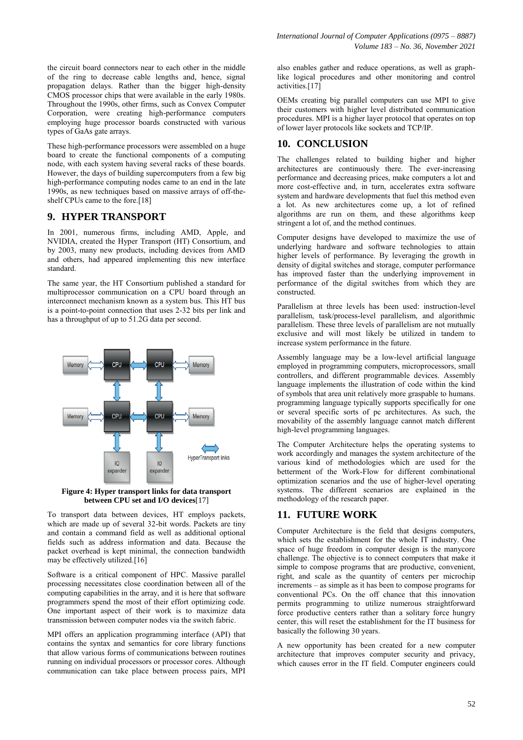the circuit board connectors near to each other in the middle of the ring to decrease cable lengths and, hence, signal propagation delays. Rather than the bigger high-density CMOS processor chips that were available in the early 1980s. Throughout the 1990s, other firms, such as Convex Computer Corporation, were creating high-performance computers employing huge processor boards constructed with various types of GaAs gate arrays.

These high-performance processors were assembled on a huge board to create the functional components of a computing node, with each system having several racks of these boards. However, the days of building supercomputers from a few big high-performance computing nodes came to an end in the late 1990s, as new techniques based on massive arrays of off-the-shelf CPUs came to the fore.[18]

## 9. HYPER TRANSPORT

In 2001, numerous firms, including AMD, Apple, and NVIDIA, created the Hyper Transport (HT) Consortium, and by 2003, many new products, including devices from AMD and others, had appeared implementing this new interface standard.

The same year, the HT Consortium published a standard for multiprocessor communication on a CPU board through an interconnect mechanism known as a system bus. This HT bus is a point-to-point connection that uses 2-32 bits per link and has a throughput of up to 51.2G data per second.

**Figure 4: Hyper transport links for data transport between CPU set and I/O devices**[17]

To transport data between devices, HT employs packets, which are made up of several 32-bit words. Packets are tiny and contain a command field as well as additional optional fields such as address information and data. Because the packet overhead is kept minimal, the connection bandwidth may be effectively utilized.[16]

Software is a critical component of HPC. Massive parallel processing necessitates close coordination between all of the computing capabilities in the array, and it is here that software programmers spend the most of their effort optimizing code. One important aspect of their work is to maximize data transmission between computer nodes via the switch fabric.

MPI offers an application programming interface (API) that contains the syntax and semantics for core library functions that allow various forms of communications between routines running on individual processors or processor cores. Although communication can take place between process pairs, MPI also enables gather and reduce operations, as well as graph-like logical procedures and other monitoring and control activities.[17]

OEMs creating big parallel computers can use MPI to give their customers with higher level distributed communication procedures. MPI is a higher layer protocol that operates on top of lower layer protocols like sockets and TCP/IP.

## 10. CONCLUSION

The challenges related to building higher and higher architectures are continuously there. The ever-increasing performance and decreasing prices, make computers a lot and more cost-effective and, in turn, accelerates extra software system and hardware developments that fuel this method even a lot. As new architectures come up, a lot of refined algorithms are run on them, and these algorithms keep stringent a lot of, and the method continues.

Computer designs have developed to maximize the use of underlying hardware and software technologies to attain higher levels of performance. By leveraging the growth in density of digital switches and storage, computer performance has improved faster than the underlying improvement in performance of the digital switches from which they are constructed.

Parallelism at three levels has been used: instruction-level parallelism, task/process-level parallelism, and algorithmic parallelism. These three levels of parallelism are not mutually exclusive and will most likely be utilized in tandem to increase system performance in the future.

Assembly language may be a low-level artificial language employed in programming computers, microprocessors, small controllers, and different programmable devices. Assembly language implements the illustration of code within the kind of symbols that area unit relatively more graspable to humans. programming language typically supports specifically for one or several specific sorts of pc architectures. As such, the movability of the assembly language cannot match different high-level programming languages.

The Computer Architecture helps the operating systems to work accordingly and manages the system architecture of the various kind of methodologies which are used for the betterment of the Work-Flow for different combinational optimization scenarios and the use of higher-level operating systems. The different scenarios are explained in the methodology of the research paper.

## 11. FUTURE WORK

Computer Architecture is the field that designs computers, which sets the establishment for the whole IT industry. One space of huge freedom in computer design is the manycore challenge. The objective is to connect computers that make it simple to compose programs that are productive, convenient, right, and scale as the quantity of centers per microchip increments – as simple as it has been to compose programs for conventional PCs. On the off chance that this innovation permits programming to utilize numerous straightforward force productive centers rather than a solitary force hungry center, this will reset the establishment for the IT business for basically the following 30 years.

A new opportunity has been created for a new computer architecture that improves computer security and privacy, which causes error in the IT field. Computer engineers could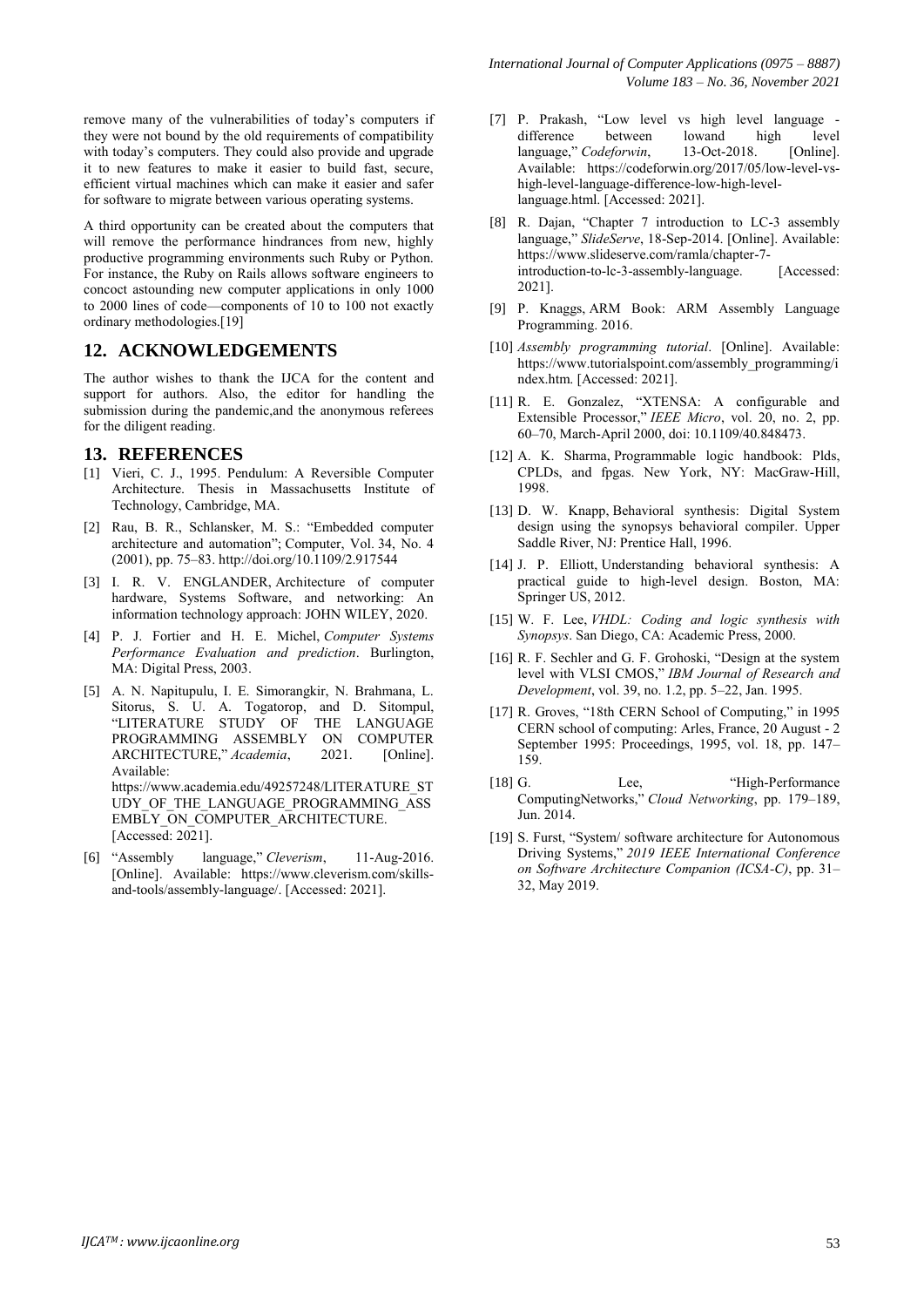remove many of the vulnerabilities of today's computers if they were not bound by the old requirements of compatibility with today's computers. They could also provide and upgrade it to new features to make it easier to build fast, secure, efficient virtual machines which can make it easier and safer for software to migrate between various operating systems.

A third opportunity can be created about the computers that will remove the performance hindrances from new, highly productive programming environments such Ruby or Python. For instance, the Ruby on Rails allows software engineers to concoct astounding new computer applications in only 1000 to 2000 lines of code—components of 10 to 100 not exactly ordinary methodologies.[19]

## 12. ACKNOWLEDGEMENTS

The author wishes to thank the IJCA for the content and support for authors. Also, the editor for handling the submission during the pandemic,and the anonymous referees for the diligent reading.

## 13. REFERENCES

[1] Vieri, C. J., 1995. Pendulum: A Reversible Computer Architecture. Thesis in Massachusetts Institute of Technology, Cambridge, MA.

[2] Rau, B. R., Schlansker, M. S.: "Embedded computer architecture and automation"; Computer, Vol. 34, No. 4 (2001), pp. 75–83. http://doi.org/10.1109/2.917544

[3] I. R. V. ENGLANDER, Architecture of computer hardware, Systems Software, and networking: An information technology approach: JOHN WILEY, 2020.

[4] P. J. Fortier and H. E. Michel, *Computer Systems Performance Evaluation and prediction*. Burlington, MA: Digital Press, 2003.

[5] A. N. Napitupulu, I. E. Simorangkir, N. Brahmana, L. Sitorus, S. U. A. Togatorop, and D. Sitompul, "LITERATURE STUDY OF THE LANGUAGE PROGRAMMING ASSEMBLY ON COMPUTER ARCHITECTURE," *Academia*, 2021. [Online]. Available: https://www.academia.edu/49257248/LITERATURE_STUDY_OF_THE_LANGUAGE_PROGRAMMING_ASSEMBLY_ON_COMPUTER_ARCHITECTURE. [Accessed: 2021].

[6] "Assembly language," *Cleverism*, 11-Aug-2016. [Online]. Available: https://www.cleverism.com/skills-and-tools/assembly-language/. [Accessed: 2021].

[7] P. Prakash, "Low level vs high level language - difference between lowand high level language," *Codeforwin*, 13-Oct-2018. [Online]. Available: https://codeforwin.org/2017/05/low-level-vs-high-level-language-difference-low-high-level-language.html. [Accessed: 2021].

[8] R. Dajan, "Chapter 7 introduction to LC-3 assembly language," *SlideServe*, 18-Sep-2014. [Online]. Available: https://www.slideserve.com/ramla/chapter-7-introduction-to-lc-3-assembly-language. [Accessed: 2021].

[9] P. Knaggs, ARM Book: ARM Assembly Language Programming. 2016.

[10] *Assembly programming tutorial*. [Online]. Available: https://www.tutorialspoint.com/assembly_programming/index.htm. [Accessed: 2021].

[11] R. E. Gonzalez, "XTENSA: A configurable and Extensible Processor," *IEEE Micro*, vol. 20, no. 2, pp. 60–70, March-April 2000, doi: 10.1109/40.848473.

[12] A. K. Sharma, Programmable logic handbook: Plds, CPLDs, and fpgas. New York, NY: MacGraw-Hill, 1998.

[13] D. W. Knapp, Behavioral synthesis: Digital System design using the synopsys behavioral compiler. Upper Saddle River, NJ: Prentice Hall, 1996.

[14] J. P. Elliott, Understanding behavioral synthesis: A practical guide to high-level design. Boston, MA: Springer US, 2012.

[15] W. F. Lee, *VHDL: Coding and logic synthesis with Synopsys*. San Diego, CA: Academic Press, 2000.

[16] R. F. Sechler and G. F. Grohoski, "Design at the system level with VLSI CMOS," *IBM Journal of Research and Development*, vol. 39, no. 1.2, pp. 5–22, Jan. 1995.

[17] R. Groves, "18th CERN School of Computing," in 1995 CERN school of computing: Arles, France, 20 August - 2 September 1995: Proceedings, 1995, vol. 18, pp. 147–159.

[18] G. Lee, "High-Performance ComputingNetworks," *Cloud Networking*, pp. 179–189, Jun. 2014.

[19] S. Furst, "System/ software architecture for Autonomous Driving Systems," *2019 IEEE International Conference on Software Architecture Companion (ICSA-C)*, pp. 31–32, May 2019.